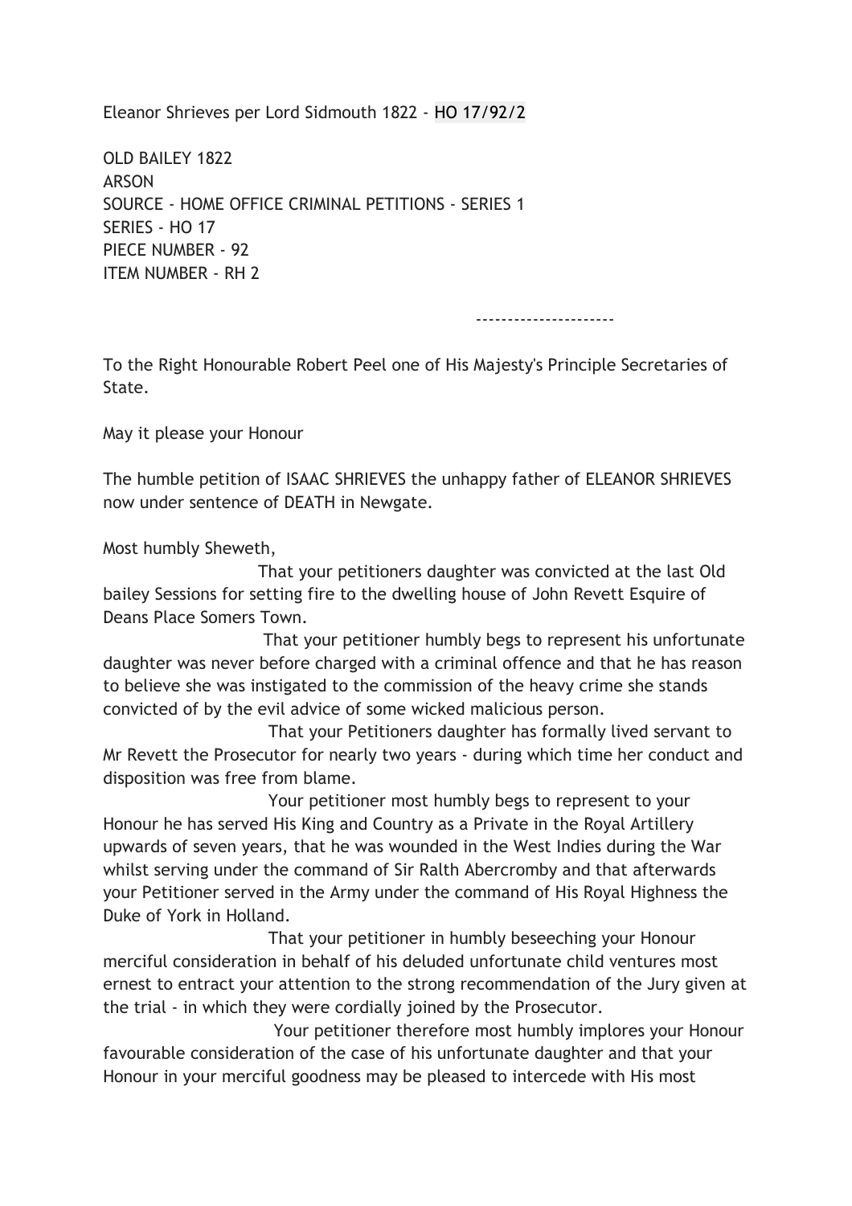Eleanor Shrieves per Lord Sidmouth 1822 - HO 17/92/2

OLD BAILEY 1822
ARSON
SOURCE - HOME OFFICE CRIMINAL PETITIONS - SERIES 1
SERIES - HO 17
PIECE NUMBER - 92
ITEM NUMBER - RH 2

---------------------

To the Right Honourable Robert Peel one of His Majesty's Principle Secretaries of State.

May it please your Honour

The humble petition of ISAAC SHRIEVES the unhappy father of ELEANOR SHRIEVES now under sentence of DEATH in Newgate.

Most humbly Sheweth,

That your petitioners daughter was convicted at the last Old bailey Sessions for setting fire to the dwelling house of John Revett Esquire of Deans Place Somers Town.

That your petitioner humbly begs to represent his unfortunate daughter was never before charged with a criminal offence and that he has reason to believe she was instigated to the commission of the heavy crime she stands convicted of by the evil advice of some wicked malicious person.

That your Petitioners daughter has formally lived servant to Mr Revett the Prosecutor for nearly two years - during which time her conduct and disposition was free from blame.

Your petitioner most humbly begs to represent to your Honour he has served His King and Country as a Private in the Royal Artillery upwards of seven years, that he was wounded in the West Indies during the War whilst serving under the command of Sir Ralth Abercromby and that afterwards your Petitioner served in the Army under the command of His Royal Highness the Duke of York in Holland.

That your petitioner in humbly beseeching your Honour merciful consideration in behalf of his deluded unfortunate child ventures most ernest to entract your attention to the strong recommendation of the Jury given at the trial - in which they were cordially joined by the Prosecutor.

Your petitioner therefore most humbly implores your Honour favourable consideration of the case of his unfortunate daughter and that your Honour in your merciful goodness may be pleased to intercede with His most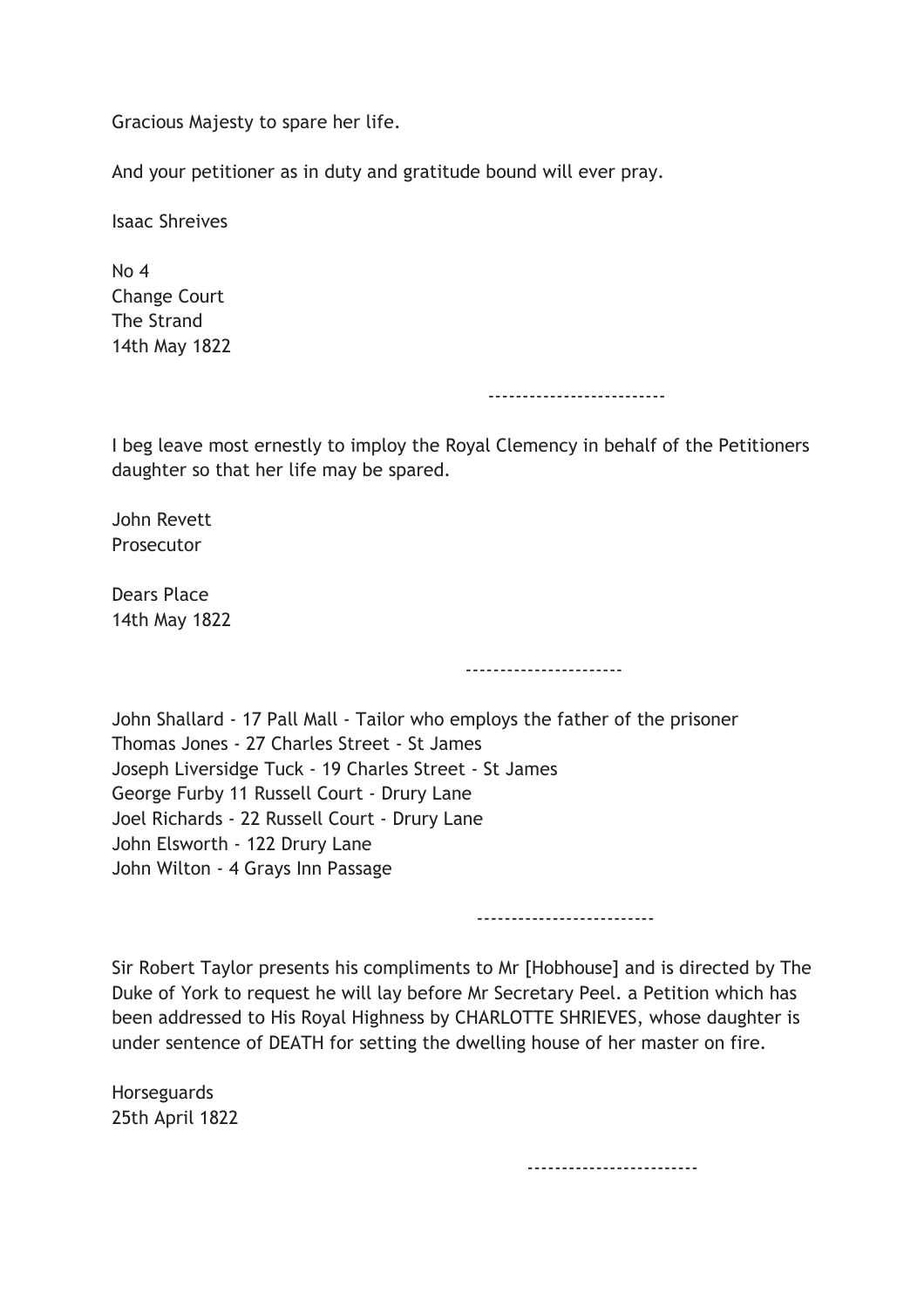Gracious Majesty to spare her life.

And your petitioner as in duty and gratitude bound will ever pray.

Isaac Shreives

No 4  
Change Court  
The Strand  
14th May 1822

-------------------------

I beg leave most ernestly to imploy the Royal Clemency in behalf of the Petitioners daughter so that her life may be spared.

John Revett  
Prosecutor

Dears Place  
14th May 1822

----------------------

John Shallard - 17 Pall Mall - Tailor who employs the father of the prisoner  
Thomas Jones - 27 Charles Street - St James  
Joseph Liversidge Tuck - 19 Charles Street - St James  
George Furby 11 Russell Court - Drury Lane  
Joel Richards - 22 Russell Court - Drury Lane  
John Elsworth - 122 Drury Lane  
John Wilton - 4 Grays Inn Passage

-------------------------

Sir Robert Taylor presents his compliments to Mr [Hobhouse] and is directed by The Duke of York to request he will lay before Mr Secretary Peel. a Petition which has been addressed to His Royal Highness by CHARLOTTE SHRIEVES, whose daughter is under sentence of DEATH for setting the dwelling house of her master on fire.

Horseguards  
25th April 1822

------------------------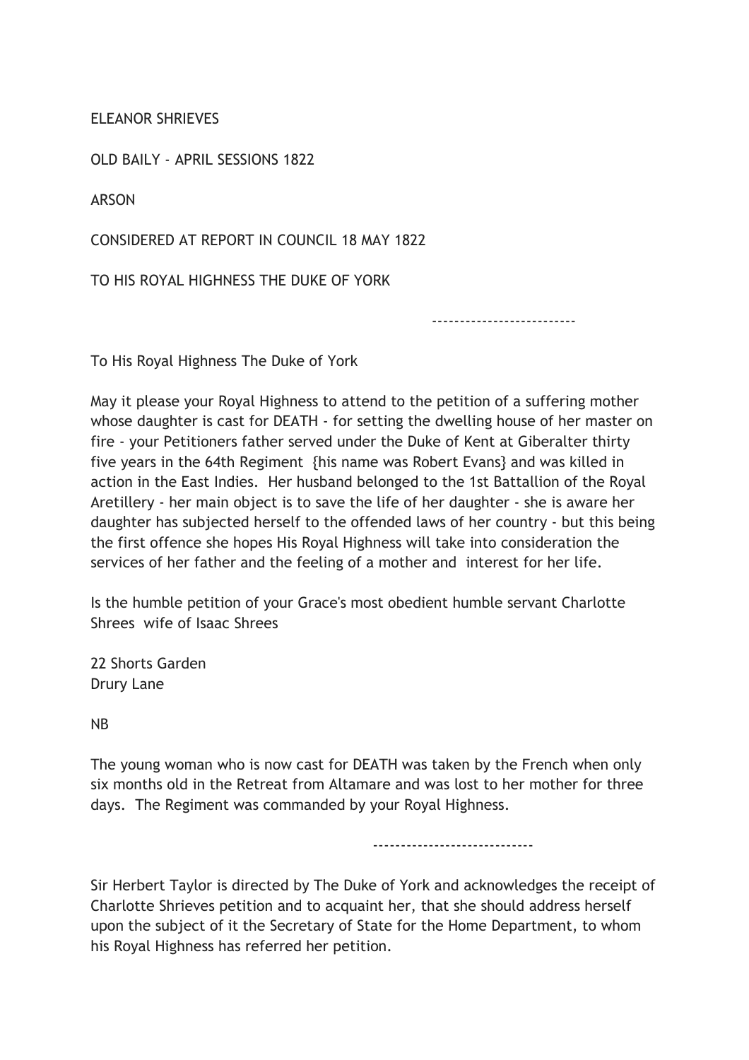ELEANOR SHRIEVES

OLD BAILY - APRIL SESSIONS 1822

ARSON

CONSIDERED AT REPORT IN COUNCIL 18 MAY 1822

TO HIS ROYAL HIGHNESS THE DUKE OF YORK

-------------------------

To His Royal Highness The Duke of York

May it please your Royal Highness to attend to the petition of a suffering mother whose daughter is cast for DEATH - for setting the dwelling house of her master on fire - your Petitioners father served under the Duke of Kent at Giberalter thirty five years in the 64th Regiment {his name was Robert Evans} and was killed in action in the East Indies. Her husband belonged to the 1st Battallion of the Royal Aretillery - her main object is to save the life of her daughter - she is aware her daughter has subjected herself to the offended laws of her country - but this being the first offence she hopes His Royal Highness will take into consideration the services of her father and the feeling of a mother and interest for her life.

Is the humble petition of your Grace's most obedient humble servant Charlotte Shrees wife of Isaac Shrees

22 Shorts Garden  
Drury Lane

NB

The young woman who is now cast for DEATH was taken by the French when only six months old in the Retreat from Altamare and was lost to her mother for three days. The Regiment was commanded by your Royal Highness.

----------------------------

Sir Herbert Taylor is directed by The Duke of York and acknowledges the receipt of Charlotte Shrieves petition and to acquaint her, that she should address herself upon the subject of it the Secretary of State for the Home Department, to whom his Royal Highness has referred her petition.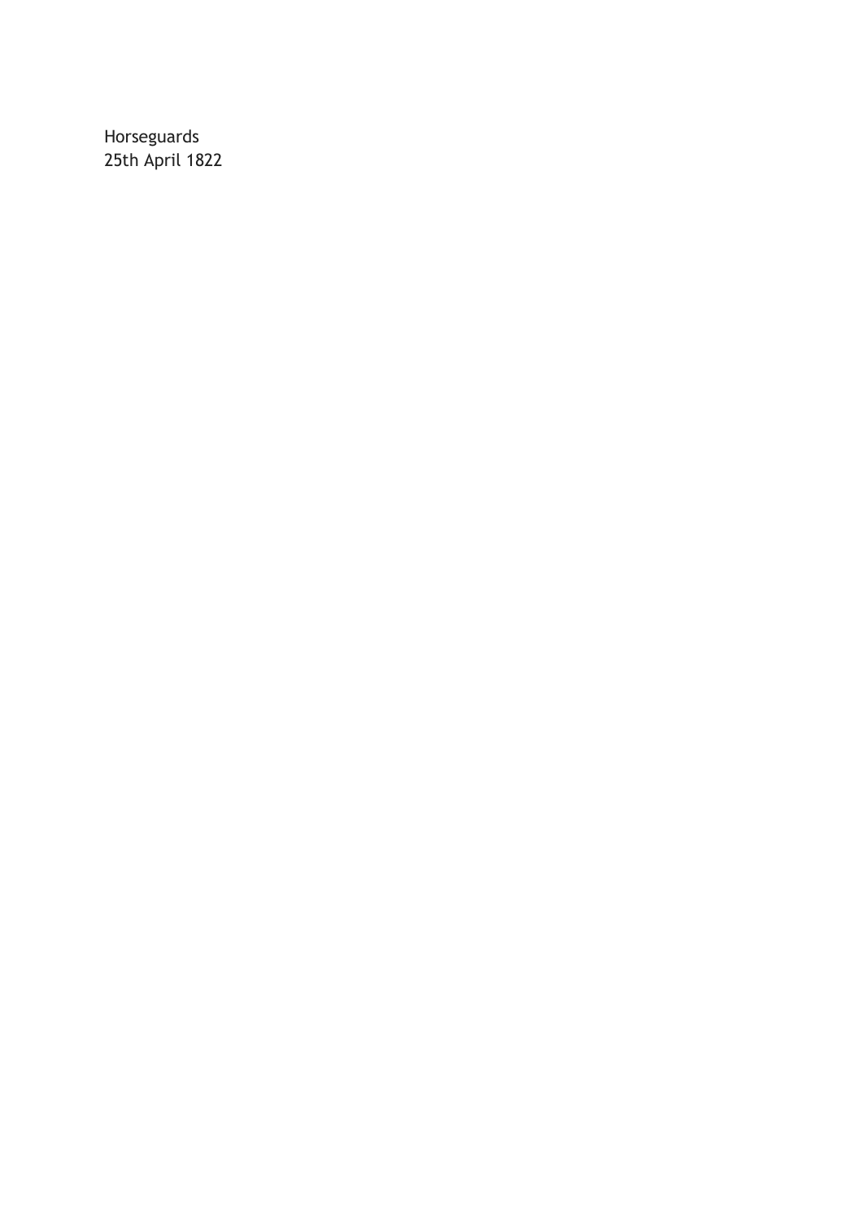Horseguards
25th April 1822